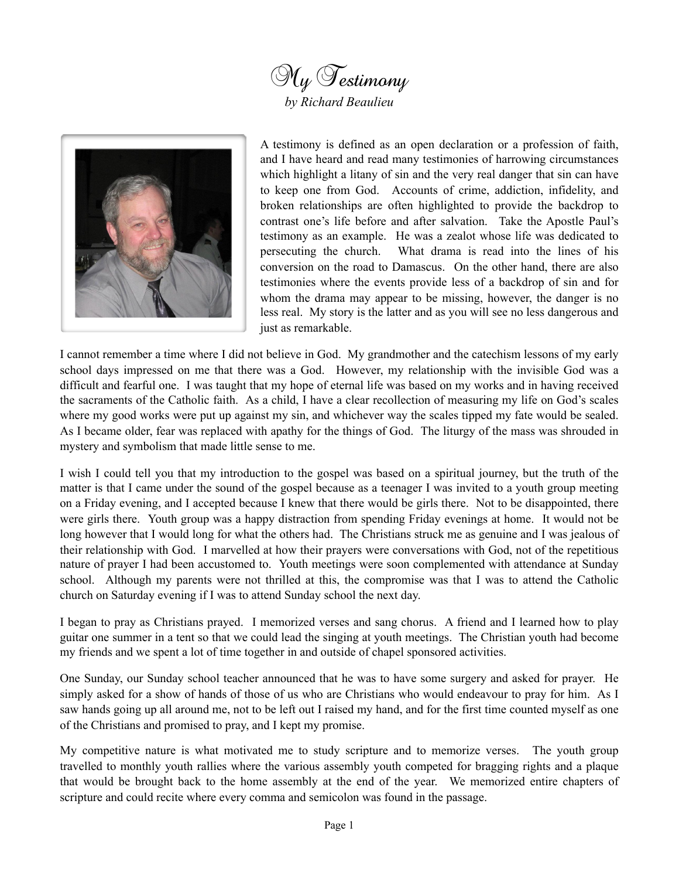# My Testimony

*by Richard Beaulieu*

A testimony is defined as an open declaration or a profession of faith, and I have heard and read many testimonies of harrowing circumstances which highlight a litany of sin and the very real danger that sin can have to keep one from God. Accounts of crime, addiction, infidelity, and broken relationships are often highlighted to provide the backdrop to contrast one's life before and after salvation. Take the Apostle Paul's testimony as an example. He was a zealot whose life was dedicated to persecuting the church. What drama is read into the lines of his conversion on the road to Damascus. On the other hand, there are also testimonies where the events provide less of a backdrop of sin and for whom the drama may appear to be missing, however, the danger is no less real. My story is the latter and as you will see no less dangerous and just as remarkable.

I cannot remember a time where I did not believe in God. My grandmother and the catechism lessons of my early school days impressed on me that there was a God. However, my relationship with the invisible God was a difficult and fearful one. I was taught that my hope of eternal life was based on my works and in having received the sacraments of the Catholic faith. As a child, I have a clear recollection of measuring my life on God's scales where my good works were put up against my sin, and whichever way the scales tipped my fate would be sealed. As I became older, fear was replaced with apathy for the things of God. The liturgy of the mass was shrouded in mystery and symbolism that made little sense to me.

I wish I could tell you that my introduction to the gospel was based on a spiritual journey, but the truth of the matter is that I came under the sound of the gospel because as a teenager I was invited to a youth group meeting on a Friday evening, and I accepted because I knew that there would be girls there. Not to be disappointed, there were girls there. Youth group was a happy distraction from spending Friday evenings at home. It would not be long however that I would long for what the others had. The Christians struck me as genuine and I was jealous of their relationship with God. I marvelled at how their prayers were conversations with God, not of the repetitious nature of prayer I had been accustomed to. Youth meetings were soon complemented with attendance at Sunday school. Although my parents were not thrilled at this, the compromise was that I was to attend the Catholic church on Saturday evening if I was to attend Sunday school the next day.

I began to pray as Christians prayed. I memorized verses and sang chorus. A friend and I learned how to play guitar one summer in a tent so that we could lead the singing at youth meetings. The Christian youth had become my friends and we spent a lot of time together in and outside of chapel sponsored activities.

One Sunday, our Sunday school teacher announced that he was to have some surgery and asked for prayer. He simply asked for a show of hands of those of us who are Christians who would endeavour to pray for him. As I saw hands going up all around me, not to be left out I raised my hand, and for the first time counted myself as one of the Christians and promised to pray, and I kept my promise.

My competitive nature is what motivated me to study scripture and to memorize verses. The youth group travelled to monthly youth rallies where the various assembly youth competed for bragging rights and a plaque that would be brought back to the home assembly at the end of the year. We memorized entire chapters of scripture and could recite where every comma and semicolon was found in the passage.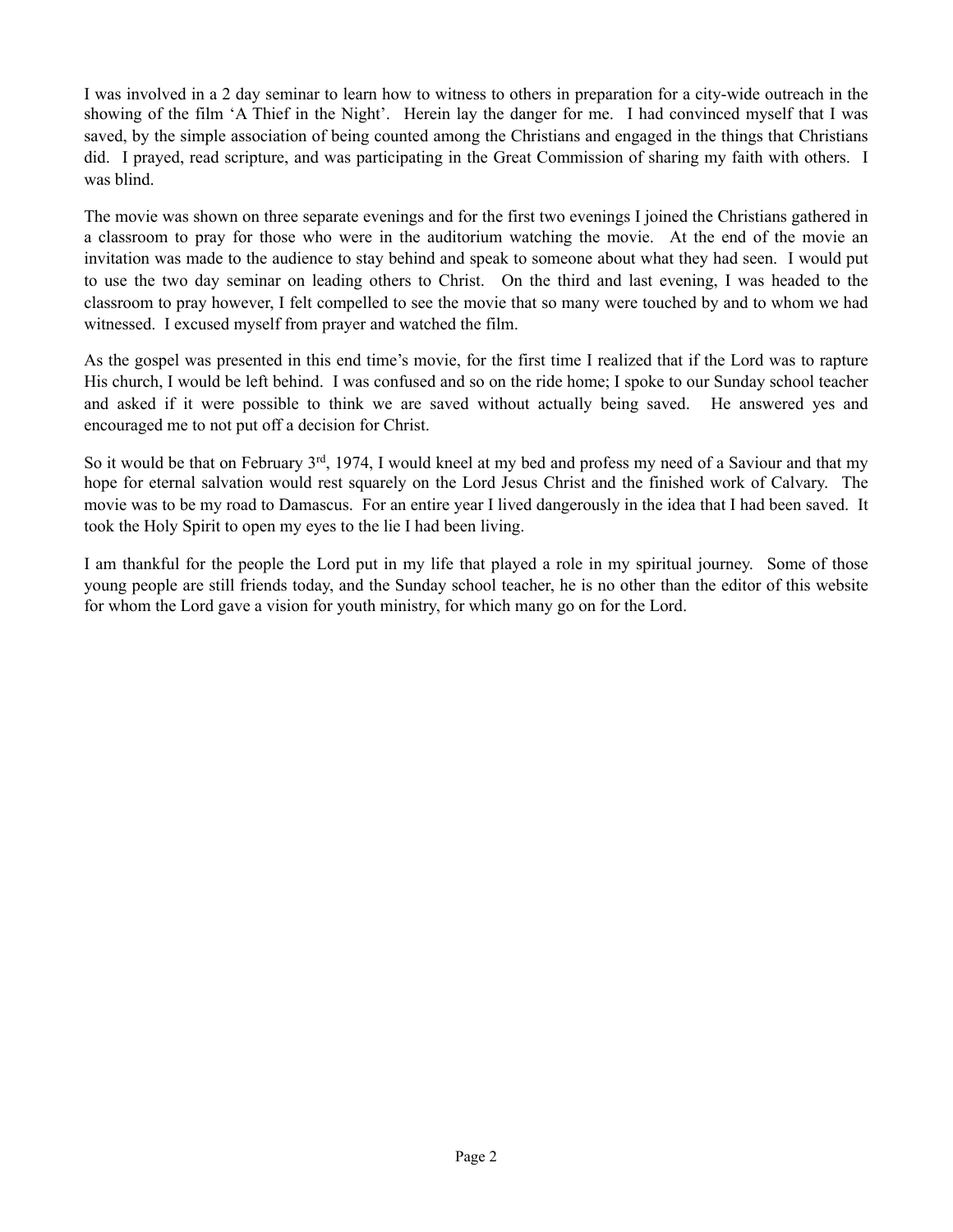I was involved in a 2 day seminar to learn how to witness to others in preparation for a city-wide outreach in the showing of the film 'A Thief in the Night'. Herein lay the danger for me. I had convinced myself that I was saved, by the simple association of being counted among the Christians and engaged in the things that Christians did. I prayed, read scripture, and was participating in the Great Commission of sharing my faith with others. I was blind.

The movie was shown on three separate evenings and for the first two evenings I joined the Christians gathered in a classroom to pray for those who were in the auditorium watching the movie. At the end of the movie an invitation was made to the audience to stay behind and speak to someone about what they had seen. I would put to use the two day seminar on leading others to Christ. On the third and last evening, I was headed to the classroom to pray however, I felt compelled to see the movie that so many were touched by and to whom we had witnessed. I excused myself from prayer and watched the film.

As the gospel was presented in this end time's movie, for the first time I realized that if the Lord was to rapture His church, I would be left behind. I was confused and so on the ride home; I spoke to our Sunday school teacher and asked if it were possible to think we are saved without actually being saved. He answered yes and encouraged me to not put off a decision for Christ.

So it would be that on February 3rd, 1974, I would kneel at my bed and profess my need of a Saviour and that my hope for eternal salvation would rest squarely on the Lord Jesus Christ and the finished work of Calvary. The movie was to be my road to Damascus. For an entire year I lived dangerously in the idea that I had been saved. It took the Holy Spirit to open my eyes to the lie I had been living.

I am thankful for the people the Lord put in my life that played a role in my spiritual journey. Some of those young people are still friends today, and the Sunday school teacher, he is no other than the editor of this website for whom the Lord gave a vision for youth ministry, for which many go on for the Lord.